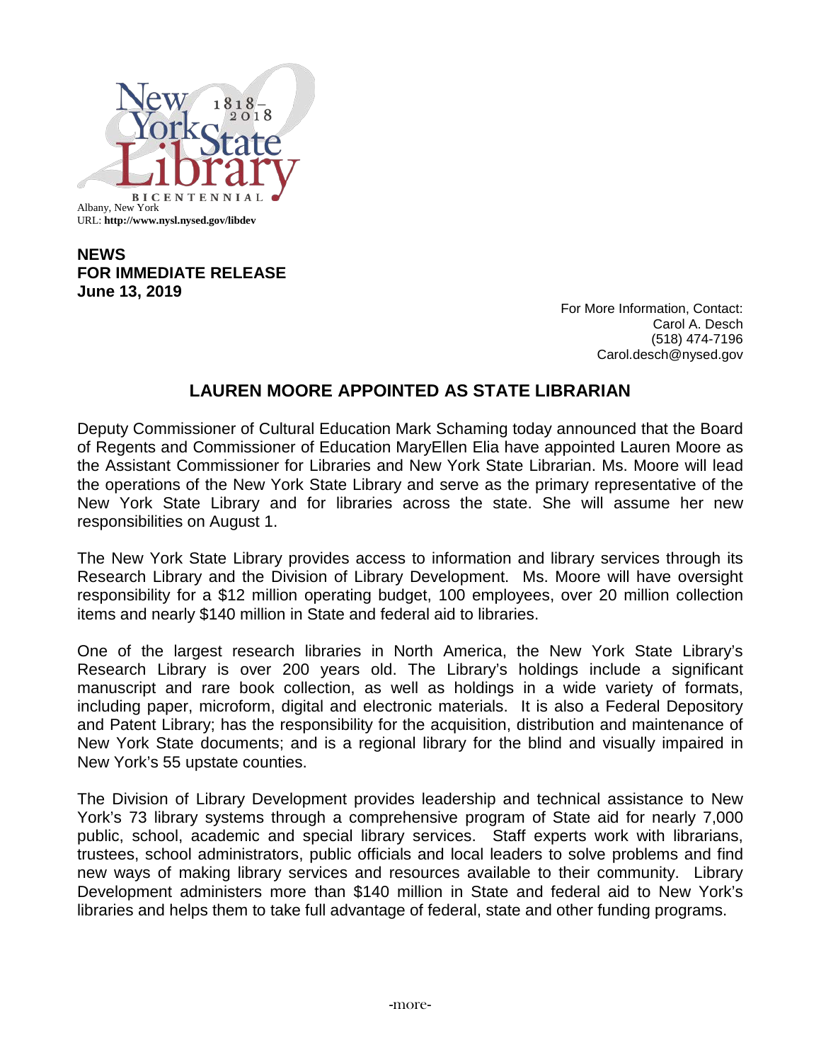New York State Library 1818–2018 BICENTENNIAL

Albany, New York
URL: **http://www.nysl.nysed.gov/libdev**

**NEWS**
**FOR IMMEDIATE RELEASE**
**June 13, 2019**

For More Information, Contact:
Carol A. Desch
(518) 474-7196
Carol.desch@nysed.gov

## LAUREN MOORE APPOINTED AS STATE LIBRARIAN

Deputy Commissioner of Cultural Education Mark Schaming today announced that the Board of Regents and Commissioner of Education MaryEllen Elia have appointed Lauren Moore as the Assistant Commissioner for Libraries and New York State Librarian. Ms. Moore will lead the operations of the New York State Library and serve as the primary representative of the New York State Library and for libraries across the state. She will assume her new responsibilities on August 1.

The New York State Library provides access to information and library services through its Research Library and the Division of Library Development. Ms. Moore will have oversight responsibility for a $12 million operating budget, 100 employees, over 20 million collection items and nearly $140 million in State and federal aid to libraries.

One of the largest research libraries in North America, the New York State Library's Research Library is over 200 years old. The Library's holdings include a significant manuscript and rare book collection, as well as holdings in a wide variety of formats, including paper, microform, digital and electronic materials. It is also a Federal Depository and Patent Library; has the responsibility for the acquisition, distribution and maintenance of New York State documents; and is a regional library for the blind and visually impaired in New York's 55 upstate counties.

The Division of Library Development provides leadership and technical assistance to New York's 73 library systems through a comprehensive program of State aid for nearly 7,000 public, school, academic and special library services. Staff experts work with librarians, trustees, school administrators, public officials and local leaders to solve problems and find new ways of making library services and resources available to their community. Library Development administers more than $140 million in State and federal aid to New York's libraries and helps them to take full advantage of federal, state and other funding programs.

-more-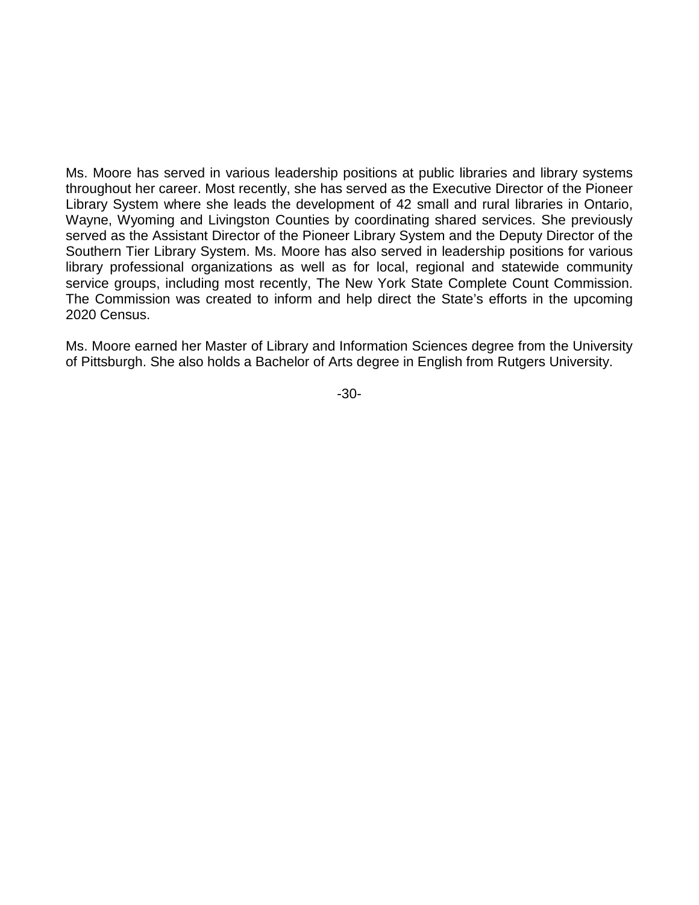Ms. Moore has served in various leadership positions at public libraries and library systems throughout her career. Most recently, she has served as the Executive Director of the Pioneer Library System where she leads the development of 42 small and rural libraries in Ontario, Wayne, Wyoming and Livingston Counties by coordinating shared services. She previously served as the Assistant Director of the Pioneer Library System and the Deputy Director of the Southern Tier Library System. Ms. Moore has also served in leadership positions for various library professional organizations as well as for local, regional and statewide community service groups, including most recently, The New York State Complete Count Commission. The Commission was created to inform and help direct the State's efforts in the upcoming 2020 Census.

Ms. Moore earned her Master of Library and Information Sciences degree from the University of Pittsburgh. She also holds a Bachelor of Arts degree in English from Rutgers University.

-30-